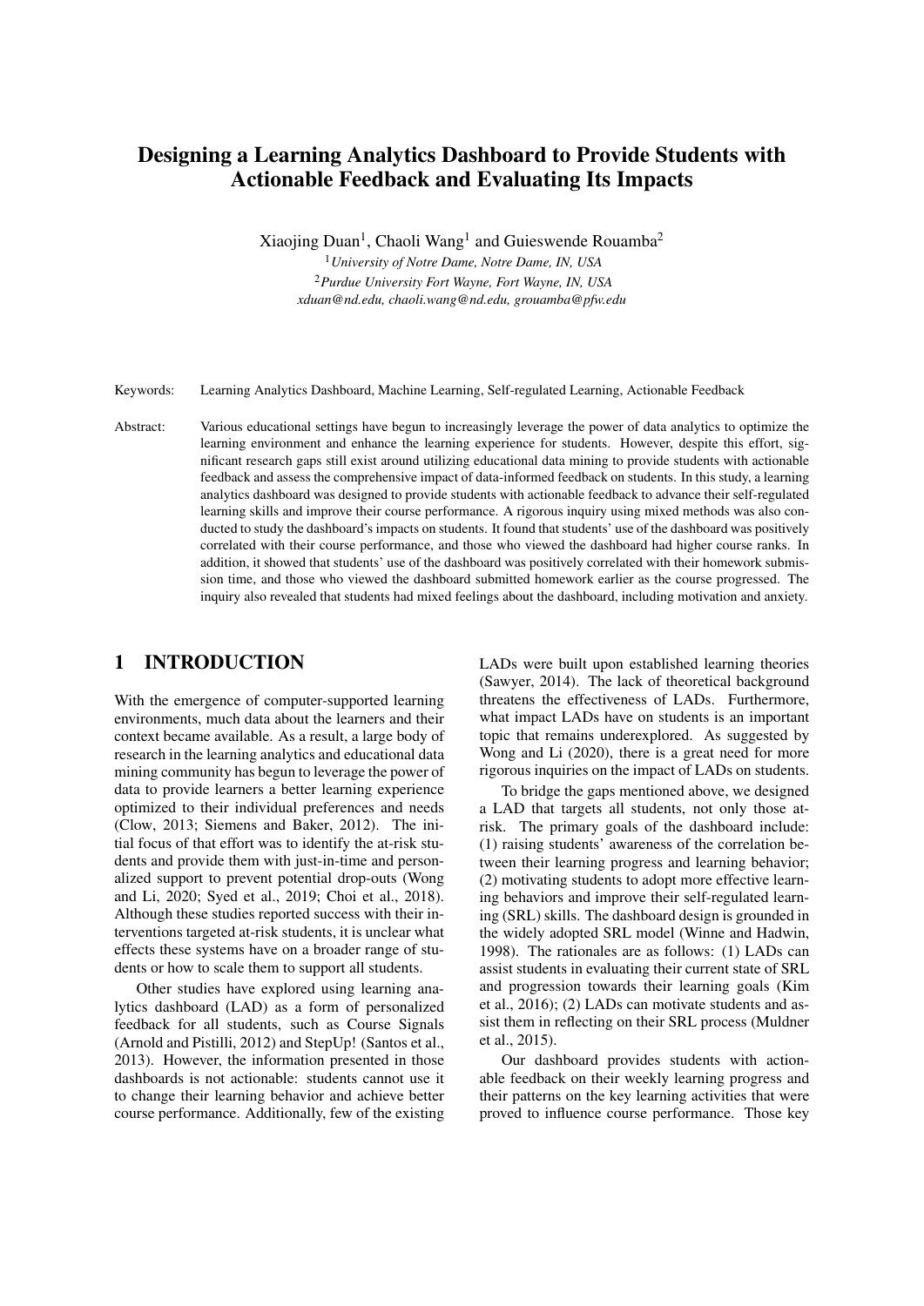# Designing a Learning Analytics Dashboard to Provide Students with Actionable Feedback and Evaluating Its Impacts

Xiaojing Duan[1], Chaoli Wang[1] and Gieswende Rouamba[2]

[1]*University of Notre Dame, Notre Dame, IN, USA*

[2]*Purdue University Fort Wayne, Fort Wayne, IN, USA*

*xduan@nd.edu, chaoli.wang@nd.edu, grouamba@pfw.edu*

Keywords: Learning Analytics Dashboard, Machine Learning, Self-regulated Learning, Actionable Feedback

Abstract: Various educational settings have begun to increasingly leverage the power of data analytics to optimize the learning environment and enhance the learning experience for students. However, despite this effort, significant research gaps still exist around utilizing educational data mining to provide students with actionable feedback and assess the comprehensive impact of data-informed feedback on students. In this study, a learning analytics dashboard was designed to provide students with actionable feedback to advance their self-regulated learning skills and improve their course performance. A rigorous inquiry using mixed methods was also conducted to study the dashboard's impacts on students. It found that students' use of the dashboard was positively correlated with their course performance, and those who viewed the dashboard had higher course ranks. In addition, it showed that students' use of the dashboard was positively correlated with their homework submission time, and those who viewed the dashboard submitted homework earlier as the course progressed. The inquiry also revealed that students had mixed feelings about the dashboard, including motivation and anxiety.

## 1 INTRODUCTION

With the emergence of computer-supported learning environments, much data about the learners and their context became available. As a result, a large body of research in the learning analytics and educational data mining community has begun to leverage the power of data to provide learners a better learning experience optimized to their individual preferences and needs (Clow, 2013; Siemens and Baker, 2012). The initial focus of that effort was to identify the at-risk students and provide them with just-in-time and personalized support to prevent potential drop-outs (Wong and Li, 2020; Syed et al., 2019; Choi et al., 2018). Although these studies reported success with their interventions targeted at-risk students, it is unclear what effects these systems have on a broader range of students or how to scale them to support all students.

Other studies have explored using learning analytics dashboard (LAD) as a form of personalized feedback for all students, such as Course Signals (Arnold and Pistilli, 2012) and StepUp! (Santos et al., 2013). However, the information presented in those dashboards is not actionable: students cannot use it to change their learning behavior and achieve better course performance. Additionally, few of the existing LADs were built upon established learning theories (Sawyer, 2014). The lack of theoretical background threatens the effectiveness of LADs. Furthermore, what impact LADs have on students is an important topic that remains underexplored. As suggested by Wong and Li (2020), there is a great need for more rigorous inquiries on the impact of LADs on students.

To bridge the gaps mentioned above, we designed a LAD that targets all students, not only those at-risk. The primary goals of the dashboard include: (1) raising students' awareness of the correlation between their learning progress and learning behavior; (2) motivating students to adopt more effective learning behaviors and improve their self-regulated learning (SRL) skills. The dashboard design is grounded in the widely adopted SRL model (Winne and Hadwin, 1998). The rationales are as follows: (1) LADs can assist students in evaluating their current state of SRL and progression towards their learning goals (Kim et al., 2016); (2) LADs can motivate students and assist them in reflecting on their SRL process (Muldner et al., 2015).

Our dashboard provides students with actionable feedback on their weekly learning progress and their patterns on the key learning activities that were proved to influence course performance. Those key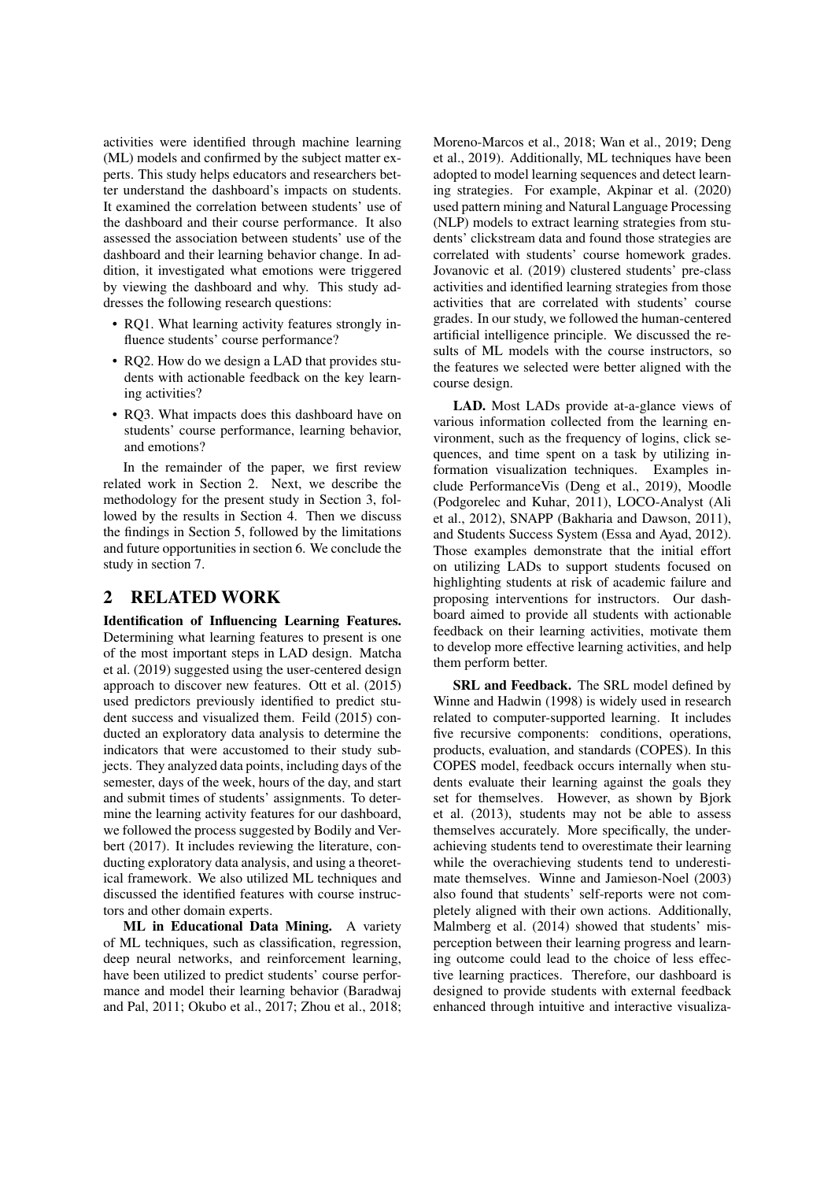activities were identified through machine learning (ML) models and confirmed by the subject matter experts. This study helps educators and researchers better understand the dashboard's impacts on students. It examined the correlation between students' use of the dashboard and their course performance. It also assessed the association between students' use of the dashboard and their learning behavior change. In addition, it investigated what emotions were triggered by viewing the dashboard and why. This study addresses the following research questions:

- RQ1. What learning activity features strongly influence students' course performance?
- RQ2. How do we design a LAD that provides students with actionable feedback on the key learning activities?
- RQ3. What impacts does this dashboard have on students' course performance, learning behavior, and emotions?

In the remainder of the paper, we first review related work in Section 2. Next, we describe the methodology for the present study in Section 3, followed by the results in Section 4. Then we discuss the findings in Section 5, followed by the limitations and future opportunities in section 6. We conclude the study in section 7.

## 2 RELATED WORK

**Identification of Influencing Learning Features.** Determining what learning features to present is one of the most important steps in LAD design. Matcha et al. (2019) suggested using the user-centered design approach to discover new features. Ott et al. (2015) used predictors previously identified to predict student success and visualized them. Feild (2015) conducted an exploratory data analysis to determine the indicators that were accustomed to their study subjects. They analyzed data points, including days of the semester, days of the week, hours of the day, and start and submit times of students' assignments. To determine the learning activity features for our dashboard, we followed the process suggested by Bodily and Verbert (2017). It includes reviewing the literature, conducting exploratory data analysis, and using a theoretical framework. We also utilized ML techniques and discussed the identified features with course instructors and other domain experts.

**ML in Educational Data Mining.** A variety of ML techniques, such as classification, regression, deep neural networks, and reinforcement learning, have been utilized to predict students' course performance and model their learning behavior (Baradwaj and Pal, 2011; Okubo et al., 2017; Zhou et al., 2018; Moreno-Marcos et al., 2018; Wan et al., 2019; Deng et al., 2019). Additionally, ML techniques have been adopted to model learning sequences and detect learning strategies. For example, Akpinar et al. (2020) used pattern mining and Natural Language Processing (NLP) models to extract learning strategies from students' clickstream data and found those strategies are correlated with students' course homework grades. Jovanovic et al. (2019) clustered students' pre-class activities and identified learning strategies from those activities that are correlated with students' course grades. In our study, we followed the human-centered artificial intelligence principle. We discussed the results of ML models with the course instructors, so the features we selected were better aligned with the course design.

**LAD.** Most LADs provide at-a-glance views of various information collected from the learning environment, such as the frequency of logins, click sequences, and time spent on a task by utilizing information visualization techniques. Examples include PerformanceVis (Deng et al., 2019), Moodle (Podgorelec and Kuhar, 2011), LOCO-Analyst (Ali et al., 2012), SNAPP (Bakharia and Dawson, 2011), and Students Success System (Essa and Ayad, 2012). Those examples demonstrate that the initial effort on utilizing LADs to support students focused on highlighting students at risk of academic failure and proposing interventions for instructors. Our dashboard aimed to provide all students with actionable feedback on their learning activities, motivate them to develop more effective learning activities, and help them perform better.

**SRL and Feedback.** The SRL model defined by Winne and Hadwin (1998) is widely used in research related to computer-supported learning. It includes five recursive components: conditions, operations, products, evaluation, and standards (COPES). In this COPES model, feedback occurs internally when students evaluate their learning against the goals they set for themselves. However, as shown by Bjork et al. (2013), students may not be able to assess themselves accurately. More specifically, the underachieving students tend to overestimate their learning while the overachieving students tend to underestimate themselves. Winne and Jamieson-Noel (2003) also found that students' self-reports were not completely aligned with their own actions. Additionally, Malmberg et al. (2014) showed that students' misperception between their learning progress and learning outcome could lead to the choice of less effective learning practices. Therefore, our dashboard is designed to provide students with external feedback enhanced through intuitive and interactive visualiza-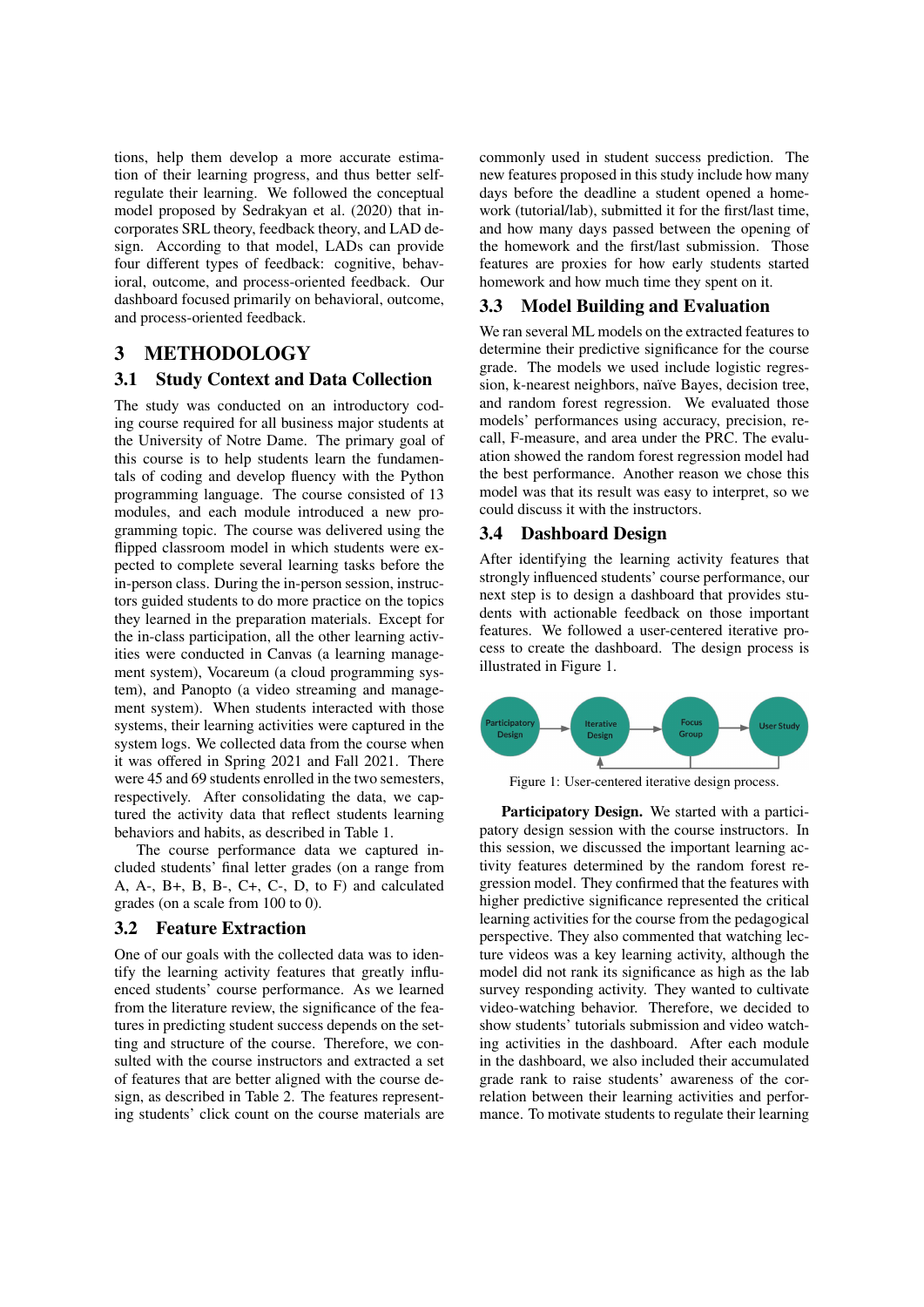tions, help them develop a more accurate estimation of their learning progress, and thus better self-regulate their learning. We followed the conceptual model proposed by Sedrakyan et al. (2020) that incorporates SRL theory, feedback theory, and LAD design. According to that model, LADs can provide four different types of feedback: cognitive, behavioral, outcome, and process-oriented feedback. Our dashboard focused primarily on behavioral, outcome, and process-oriented feedback.

# 3 METHODOLOGY

## 3.1 Study Context and Data Collection

The study was conducted on an introductory coding course required for all business major students at the University of Notre Dame. The primary goal of this course is to help students learn the fundamentals of coding and develop fluency with the Python programming language. The course consisted of 13 modules, and each module introduced a new programming topic. The course was delivered using the flipped classroom model in which students were expected to complete several learning tasks before the in-person class. During the in-person session, instructors guided students to do more practice on the topics they learned in the preparation materials. Except for the in-class participation, all the other learning activities were conducted in Canvas (a learning management system), Vocareum (a cloud programming system), and Panopto (a video streaming and management system). When students interacted with those systems, their learning activities were captured in the system logs. We collected data from the course when it was offered in Spring 2021 and Fall 2021. There were 45 and 69 students enrolled in the two semesters, respectively. After consolidating the data, we captured the activity data that reflect students learning behaviors and habits, as described in Table 1.

The course performance data we captured included students' final letter grades (on a range from A, A-, B+, B, B-, C+, C-, D, to F) and calculated grades (on a scale from 100 to 0).

## 3.2 Feature Extraction

One of our goals with the collected data was to identify the learning activity features that greatly influenced students' course performance. As we learned from the literature review, the significance of the features in predicting student success depends on the setting and structure of the course. Therefore, we consulted with the course instructors and extracted a set of features that are better aligned with the course design, as described in Table 2. The features representing students' click count on the course materials are commonly used in student success prediction. The new features proposed in this study include how many days before the deadline a student opened a homework (tutorial/lab), submitted it for the first/last time, and how many days passed between the opening of the homework and the first/last submission. Those features are proxies for how early students started homework and how much time they spent on it.

## 3.3 Model Building and Evaluation

We ran several ML models on the extracted features to determine their predictive significance for the course grade. The models we used include logistic regression, k-nearest neighbors, naïve Bayes, decision tree, and random forest regression. We evaluated those models' performances using accuracy, precision, recall, F-measure, and area under the PRC. The evaluation showed the random forest regression model had the best performance. Another reason we chose this model was that its result was easy to interpret, so we could discuss it with the instructors.

## 3.4 Dashboard Design

After identifying the learning activity features that strongly influenced students' course performance, our next step is to design a dashboard that provides students with actionable feedback on those important features. We followed a user-centered iterative process to create the dashboard. The design process is illustrated in Figure 1.

Participatory Design → Iterative Design → Focus Group → User Study

Figure 1: User-centered iterative design process.

**Participatory Design.** We started with a participatory design session with the course instructors. In this session, we discussed the important learning activity features determined by the random forest regression model. They confirmed that the features with higher predictive significance represented the critical learning activities for the course from the pedagogical perspective. They also commented that watching lecture videos was a key learning activity, although the model did not rank its significance as high as the lab survey responding activity. They wanted to cultivate video-watching behavior. Therefore, we decided to show students' tutorials submission and video watching activities in the dashboard. After each module in the dashboard, we also included their accumulated grade rank to raise students' awareness of the correlation between their learning activities and performance. To motivate students to regulate their learning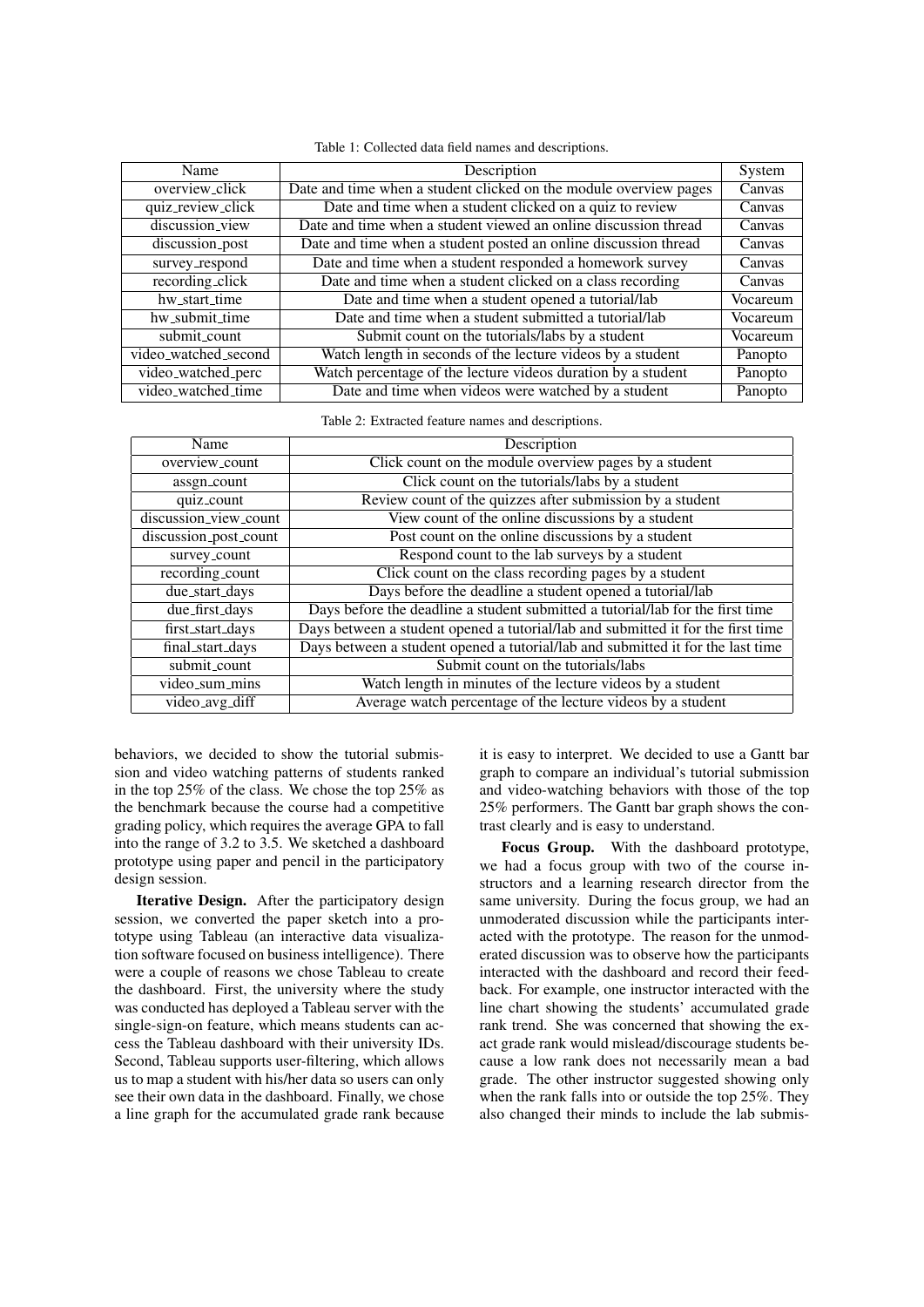Table 1: Collected data field names and descriptions.

| Name | Description | System |
|---|---|---|
| overview_click | Date and time when a student clicked on the module overview pages | Canvas |
| quiz_review_click | Date and time when a student clicked on a quiz to review | Canvas |
| discussion_view | Date and time when a student viewed an online discussion thread | Canvas |
| discussion_post | Date and time when a student posted an online discussion thread | Canvas |
| survey_respond | Date and time when a student responded a homework survey | Canvas |
| recording_click | Date and time when a student clicked on a class recording | Canvas |
| hw_start_time | Date and time when a student opened a tutorial/lab | Vocareum |
| hw_submit_time | Date and time when a student submitted a tutorial/lab | Vocareum |
| submit_count | Submit count on the tutorials/labs by a student | Vocareum |
| video_watched_second | Watch length in seconds of the lecture videos by a student | Panopto |
| video_watched_perc | Watch percentage of the lecture videos duration by a student | Panopto |
| video_watched_time | Date and time when videos were watched by a student | Panopto |

Table 2: Extracted feature names and descriptions.

| Name | Description |
|---|---|
| overview_count | Click count on the module overview pages by a student |
| assgn_count | Click count on the tutorials/labs by a student |
| quiz_count | Review count of the quizzes after submission by a student |
| discussion_view_count | View count of the online discussions by a student |
| discussion_post_count | Post count on the online discussions by a student |
| survey_count | Respond count to the lab surveys by a student |
| recording_count | Click count on the class recording pages by a student |
| due_start_days | Days before the deadline a student opened a tutorial/lab |
| due_first_days | Days before the deadline a student submitted a tutorial/lab for the first time |
| first_start_days | Days between a student opened a tutorial/lab and submitted it for the first time |
| final_start_days | Days between a student opened a tutorial/lab and submitted it for the last time |
| submit_count | Submit count on the tutorials/labs |
| video_sum_mins | Watch length in minutes of the lecture videos by a student |
| video_avg_diff | Average watch percentage of the lecture videos by a student |

behaviors, we decided to show the tutorial submission and video watching patterns of students ranked in the top 25% of the class. We chose the top 25% as the benchmark because the course had a competitive grading policy, which requires the average GPA to fall into the range of 3.2 to 3.5. We sketched a dashboard prototype using paper and pencil in the participatory design session.

**Iterative Design.** After the participatory design session, we converted the paper sketch into a prototype using Tableau (an interactive data visualization software focused on business intelligence). There were a couple of reasons we chose Tableau to create the dashboard. First, the university where the study was conducted has deployed a Tableau server with the single-sign-on feature, which means students can access the Tableau dashboard with their university IDs. Second, Tableau supports user-filtering, which allows us to map a student with his/her data so users can only see their own data in the dashboard. Finally, we chose a line graph for the accumulated grade rank because it is easy to interpret. We decided to use a Gantt bar graph to compare an individual's tutorial submission and video-watching behaviors with those of the top 25% performers. The Gantt bar graph shows the contrast clearly and is easy to understand.

**Focus Group.** With the dashboard prototype, we had a focus group with two of the course instructors and a learning research director from the same university. During the focus group, we had an unmoderated discussion while the participants interacted with the prototype. The reason for the unmoderated discussion was to observe how the participants interacted with the dashboard and record their feedback. For example, one instructor interacted with the line chart showing the students' accumulated grade rank trend. She was concerned that showing the exact grade rank would mislead/discourage students because a low rank does not necessarily mean a bad grade. The other instructor suggested showing only when the rank falls into or outside the top 25%. They also changed their minds to include the lab submis-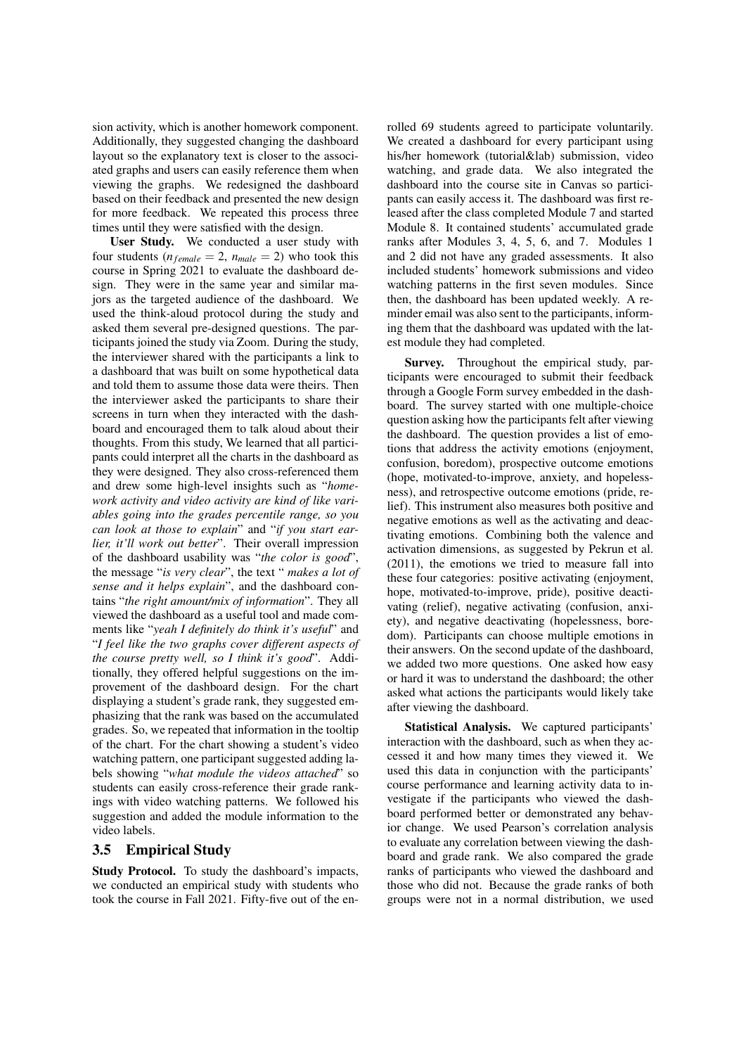sion activity, which is another homework component. Additionally, they suggested changing the dashboard layout so the explanatory text is closer to the associated graphs and users can easily reference them when viewing the graphs. We redesigned the dashboard based on their feedback and presented the new design for more feedback. We repeated this process three times until they were satisfied with the design.

**User Study.** We conducted a user study with four students ($n_{female} = 2$, $n_{male} = 2$) who took this course in Spring 2021 to evaluate the dashboard design. They were in the same year and similar majors as the targeted audience of the dashboard. We used the think-aloud protocol during the study and asked them several pre-designed questions. The participants joined the study via Zoom. During the study, the interviewer shared with the participants a link to a dashboard that was built on some hypothetical data and told them to assume those data were theirs. Then the interviewer asked the participants to share their screens in turn when they interacted with the dashboard and encouraged them to talk aloud about their thoughts. From this study, We learned that all participants could interpret all the charts in the dashboard as they were designed. They also cross-referenced them and drew some high-level insights such as "*homework activity and video activity are kind of like variables going into the grades percentile range, so you can look at those to explain*" and "*if you start earlier, it'll work out better*". Their overall impression of the dashboard usability was "*the color is good*", the message "*is very clear*", the text " *makes a lot of sense and it helps explain*", and the dashboard contains "*the right amount/mix of information*". They all viewed the dashboard as a useful tool and made comments like "*yeah I definitely do think it's useful*" and "*I feel like the two graphs cover different aspects of the course pretty well, so I think it's good*". Additionally, they offered helpful suggestions on the improvement of the dashboard design. For the chart displaying a student's grade rank, they suggested emphasizing that the rank was based on the accumulated grades. So, we repeated that information in the tooltip of the chart. For the chart showing a student's video watching pattern, one participant suggested adding labels showing "*what module the videos attached*" so students can easily cross-reference their grade rankings with video watching patterns. We followed his suggestion and added the module information to the video labels.

### 3.5 Empirical Study

**Study Protocol.** To study the dashboard's impacts, we conducted an empirical study with students who took the course in Fall 2021. Fifty-five out of the enrolled 69 students agreed to participate voluntarily. We created a dashboard for every participant using his/her homework (tutorial&lab) submission, video watching, and grade data. We also integrated the dashboard into the course site in Canvas so participants can easily access it. The dashboard was first released after the class completed Module 7 and started Module 8. It contained students' accumulated grade ranks after Modules 3, 4, 5, 6, and 7. Modules 1 and 2 did not have any graded assessments. It also included students' homework submissions and video watching patterns in the first seven modules. Since then, the dashboard has been updated weekly. A reminder email was also sent to the participants, informing them that the dashboard was updated with the latest module they had completed.

**Survey.** Throughout the empirical study, participants were encouraged to submit their feedback through a Google Form survey embedded in the dashboard. The survey started with one multiple-choice question asking how the participants felt after viewing the dashboard. The question provides a list of emotions that address the activity emotions (enjoyment, confusion, boredom), prospective outcome emotions (hope, motivated-to-improve, anxiety, and hopelessness), and retrospective outcome emotions (pride, relief). This instrument also measures both positive and negative emotions as well as the activating and deactivating emotions. Combining both the valence and activation dimensions, as suggested by Pekrun et al. (2011), the emotions we tried to measure fall into these four categories: positive activating (enjoyment, hope, motivated-to-improve, pride), positive deactivating (relief), negative activating (confusion, anxiety), and negative deactivating (hopelessness, boredom). Participants can choose multiple emotions in their answers. On the second update of the dashboard, we added two more questions. One asked how easy or hard it was to understand the dashboard; the other asked what actions the participants would likely take after viewing the dashboard.

**Statistical Analysis.** We captured participants' interaction with the dashboard, such as when they accessed it and how many times they viewed it. We used this data in conjunction with the participants' course performance and learning activity data to investigate if the participants who viewed the dashboard performed better or demonstrated any behavior change. We used Pearson's correlation analysis to evaluate any correlation between viewing the dashboard and grade rank. We also compared the grade ranks of participants who viewed the dashboard and those who did not. Because the grade ranks of both groups were not in a normal distribution, we used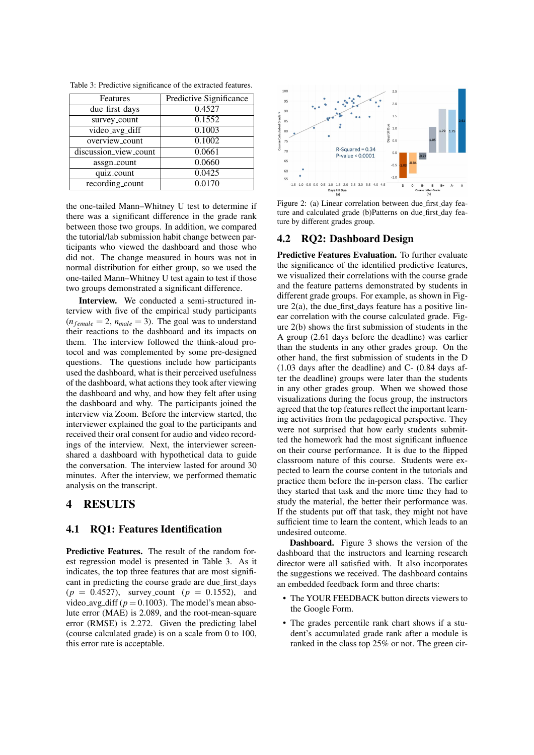Table 3: Predictive significance of the extracted features.

| Features | Predictive Significance |
|---|---|
| due_first_days | 0.4527 |
| survey_count | 0.1552 |
| video_avg_diff | 0.1003 |
| overview_count | 0.1002 |
| discussion_view_count | 0.0661 |
| assgn_count | 0.0660 |
| quiz_count | 0.0425 |
| recording_count | 0.0170 |

the one-tailed Mann–Whitney U test to determine if there was a significant difference in the grade rank between those two groups. In addition, we compared the tutorial/lab submission habit change between participants who viewed the dashboard and those who did not. The change measured in hours was not in normal distribution for either group, so we used the one-tailed Mann–Whitney U test again to test if those two groups demonstrated a significant difference.

**Interview.** We conducted a semi-structured interview with five of the empirical study participants ($n_{female} = 2$, $n_{male} = 3$). The goal was to understand their reactions to the dashboard and its impacts on them. The interview followed the think-aloud protocol and was complemented by some pre-designed questions. The questions include how participants used the dashboard, what is their perceived usefulness of the dashboard, what actions they took after viewing the dashboard and why, and how they felt after using the dashboard and why. The participants joined the interview via Zoom. Before the interview started, the interviewer explained the goal to the participants and received their oral consent for audio and video recordings of the interview. Next, the interviewer screen-shared a dashboard with hypothetical data to guide the conversation. The interview lasted for around 30 minutes. After the interview, we performed thematic analysis on the transcript.

# 4 RESULTS

## 4.1 RQ1: Features Identification

**Predictive Features.** The result of the random forest regression model is presented in Table 3. As it indicates, the top three features that are most significant in predicting the course grade are due_first_days ($p = 0.4527$), survey_count ($p = 0.1552$), and video_avg_diff ($p = 0.1003$). The model's mean absolute error (MAE) is 2.089, and the root-mean-square error (RMSE) is 2.272. Given the predicting label (course calculated grade) is on a scale from 0 to 100, this error rate is acceptable.

Figure 2: (a) Linear correlation between due_first_day feature and calculated grade (b)Patterns on due_first_day feature by different grades group.

## 4.2 RQ2: Dashboard Design

**Predictive Features Evaluation.** To further evaluate the significance of the identified predictive features, we visualized their correlations with the course grade and the feature patterns demonstrated by students in different grade groups. For example, as shown in Figure 2(a), the due_first_days feature has a positive linear correlation with the course calculated grade. Figure 2(b) shows the first submission of students in the A group (2.61 days before the deadline) was earlier than the students in any other grades group. On the other hand, the first submission of students in the D (1.03 days after the deadline) and C- (0.84 days after the deadline) groups were later than the students in any other grades group. When we showed those visualizations during the focus group, the instructors agreed that the top features reflect the important learning activities from the pedagogical perspective. They were not surprised that how early students submitted the homework had the most significant influence on their course performance. It is due to the flipped classroom nature of this course. Students were expected to learn the course content in the tutorials and practice them before the in-person class. The earlier they started that task and the more time they had to study the material, the better their performance was. If the students put off that task, they might not have sufficient time to learn the content, which leads to an undesired outcome.

**Dashboard.** Figure 3 shows the version of the dashboard that the instructors and learning research director were all satisfied with. It also incorporates the suggestions we received. The dashboard contains an embedded feedback form and three charts:

- The YOUR FEEDBACK button directs viewers to the Google Form.
- The grades percentile rank chart shows if a student's accumulated grade rank after a module is ranked in the class top 25% or not. The green cir-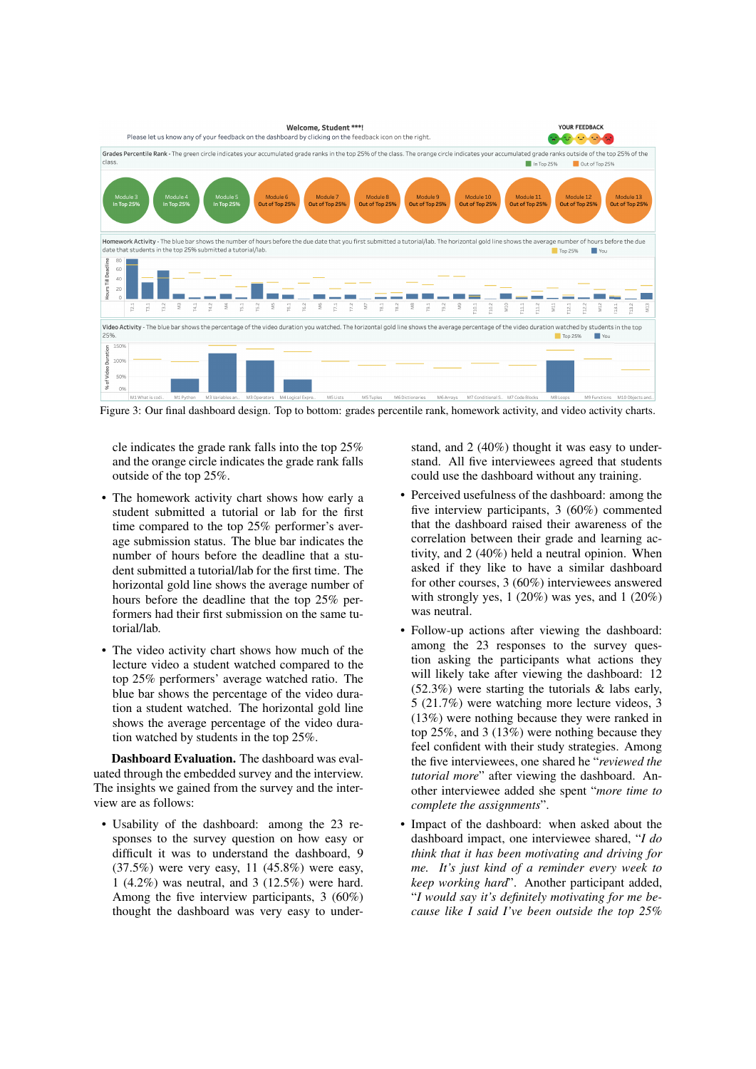Figure 3: Our final dashboard design. Top to bottom: grades percentile rank, homework activity, and video activity charts.

cle indicates the grade rank falls into the top 25% and the orange circle indicates the grade rank falls outside of the top 25%.

- The homework activity chart shows how early a student submitted a tutorial or lab for the first time compared to the top 25% performer's average submission status. The blue bar indicates the number of hours before the deadline that a student submitted a tutorial/lab for the first time. The horizontal gold line shows the average number of hours before the deadline that the top 25% performers had their first submission on the same tutorial/lab.
- The video activity chart shows how much of the lecture video a student watched compared to the top 25% performers' average watched ratio. The blue bar shows the percentage of the video duration a student watched. The horizontal gold line shows the average percentage of the video duration watched by students in the top 25%.

**Dashboard Evaluation.** The dashboard was evaluated through the embedded survey and the interview. The insights we gained from the survey and the interview are as follows:

- Usability of the dashboard: among the 23 responses to the survey question on how easy or difficult it was to understand the dashboard, 9 (37.5%) were very easy, 11 (45.8%) were easy, 1 (4.2%) was neutral, and 3 (12.5%) were hard. Among the five interview participants, 3 (60%) thought the dashboard was very easy to understand, and 2 (40%) thought it was easy to understand. All five interviewees agreed that students could use the dashboard without any training.
- Perceived usefulness of the dashboard: among the five interview participants, 3 (60%) commented that the dashboard raised their awareness of the correlation between their grade and learning activity, and 2 (40%) held a neutral opinion. When asked if they like to have a similar dashboard for other courses, 3 (60%) interviewees answered with strongly yes, 1 (20%) was yes, and 1 (20%) was neutral.
- Follow-up actions after viewing the dashboard: among the 23 responses to the survey question asking the participants what actions they will likely take after viewing the dashboard: 12 (52.3%) were starting the tutorials & labs early, 5 (21.7%) were watching more lecture videos, 3 (13%) were nothing because they were ranked in top 25%, and 3 (13%) were nothing because they feel confident with their study strategies. Among the five interviewees, one shared he "*reviewed the tutorial more*" after viewing the dashboard. Another interviewee added she spent "*more time to complete the assignments*".
- Impact of the dashboard: when asked about the dashboard impact, one interviewee shared, "*I do think that it has been motivating and driving for me. It's just kind of a reminder every week to keep working hard*". Another participant added, "*I would say it's definitely motivating for me because like I said I've been outside the top 25%*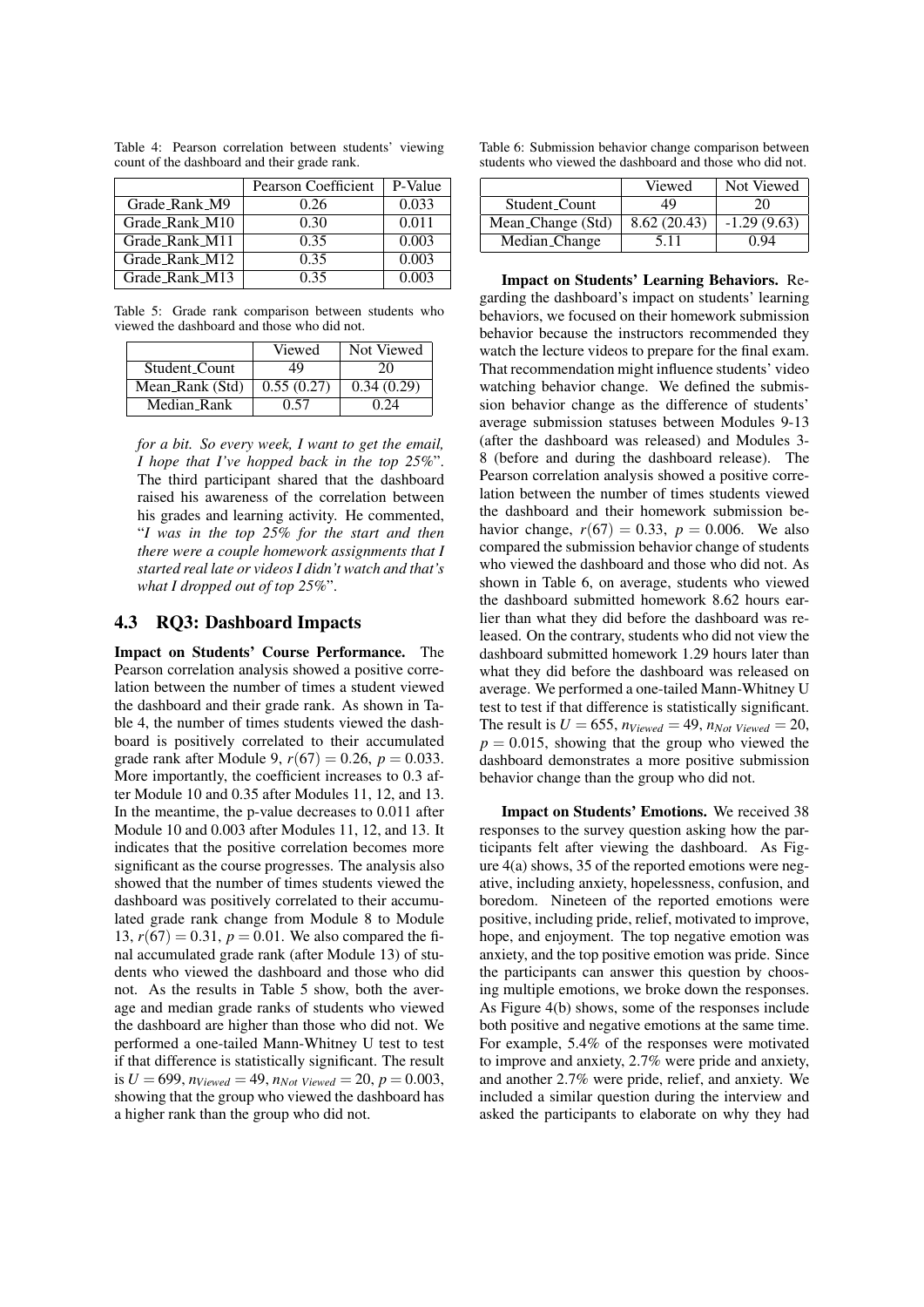Table 4: Pearson correlation between students' viewing count of the dashboard and their grade rank.

| | Pearson Coefficient | P-Value |
|---|---|---|
| Grade_Rank_M9 | 0.26 | 0.033 |
| Grade_Rank_M10 | 0.30 | 0.011 |
| Grade_Rank_M11 | 0.35 | 0.003 |
| Grade_Rank_M12 | 0.35 | 0.003 |
| Grade_Rank_M13 | 0.35 | 0.003 |

Table 5: Grade rank comparison between students who viewed the dashboard and those who did not.

| | Viewed | Not Viewed |
|---|---|---|
| Student_Count | 49 | 20 |
| Mean_Rank (Std) | 0.55 (0.27) | 0.34 (0.29) |
| Median_Rank | 0.57 | 0.24 |

*for a bit. So every week, I want to get the email, I hope that I've hopped back in the top 25%*". The third participant shared that the dashboard raised his awareness of the correlation between his grades and learning activity. He commented, "*I was in the top 25% for the start and then there were a couple homework assignments that I started real late or videos I didn't watch and that's what I dropped out of top 25%*".

### 4.3 RQ3: Dashboard Impacts

**Impact on Students' Course Performance.** The Pearson correlation analysis showed a positive correlation between the number of times a student viewed the dashboard and their grade rank. As shown in Table 4, the number of times students viewed the dashboard is positively correlated to their accumulated grade rank after Module 9, $r(67) = 0.26$, $p = 0.033$. More importantly, the coefficient increases to 0.3 after Module 10 and 0.35 after Modules 11, 12, and 13. In the meantime, the p-value decreases to 0.011 after Module 10 and 0.003 after Modules 11, 12, and 13. It indicates that the positive correlation becomes more significant as the course progresses. The analysis also showed that the number of times students viewed the dashboard was positively correlated to their accumulated grade rank change from Module 8 to Module 13, $r(67) = 0.31$, $p = 0.01$. We also compared the final accumulated grade rank (after Module 13) of students who viewed the dashboard and those who did not. As the results in Table 5 show, both the average and median grade ranks of students who viewed the dashboard are higher than those who did not. We performed a one-tailed Mann-Whitney U test to test if that difference is statistically significant. The result is $U = 699$, $n_{Viewed} = 49$, $n_{Not\ Viewed} = 20$, $p = 0.003$, showing that the group who viewed the dashboard has a higher rank than the group who did not.

Table 6: Submission behavior change comparison between students who viewed the dashboard and those who did not.

| | Viewed | Not Viewed |
|---|---|---|
| Student_Count | 49 | 20 |
| Mean_Change (Std) | 8.62 (20.43) | -1.29 (9.63) |
| Median_Change | 5.11 | 0.94 |

**Impact on Students' Learning Behaviors.** Regarding the dashboard's impact on students' learning behaviors, we focused on their homework submission behavior because the instructors recommended they watch the lecture videos to prepare for the final exam. That recommendation might influence students' video watching behavior change. We defined the submission behavior change as the difference of students' average submission statuses between Modules 9-13 (after the dashboard was released) and Modules 3-8 (before and during the dashboard release). The Pearson correlation analysis showed a positive correlation between the number of times students viewed the dashboard and their homework submission behavior change, $r(67) = 0.33$, $p = 0.006$. We also compared the submission behavior change of students who viewed the dashboard and those who did not. As shown in Table 6, on average, students who viewed the dashboard submitted homework 8.62 hours earlier than what they did before the dashboard was released. On the contrary, students who did not view the dashboard submitted homework 1.29 hours later than what they did before the dashboard was released on average. We performed a one-tailed Mann-Whitney U test to test if that difference is statistically significant. The result is $U = 655$, $n_{Viewed} = 49$, $n_{Not\ Viewed} = 20$, $p = 0.015$, showing that the group who viewed the dashboard demonstrates a more positive submission behavior change than the group who did not.

**Impact on Students' Emotions.** We received 38 responses to the survey question asking how the participants felt after viewing the dashboard. As Figure 4(a) shows, 35 of the reported emotions were negative, including anxiety, hopelessness, confusion, and boredom. Nineteen of the reported emotions were positive, including pride, relief, motivated to improve, hope, and enjoyment. The top negative emotion was anxiety, and the top positive emotion was pride. Since the participants can answer this question by choosing multiple emotions, we broke down the responses. As Figure 4(b) shows, some of the responses include both positive and negative emotions at the same time. For example, 5.4% of the responses were motivated to improve and anxiety, 2.7% were pride and anxiety, and another 2.7% were pride, relief, and anxiety. We included a similar question during the interview and asked the participants to elaborate on why they had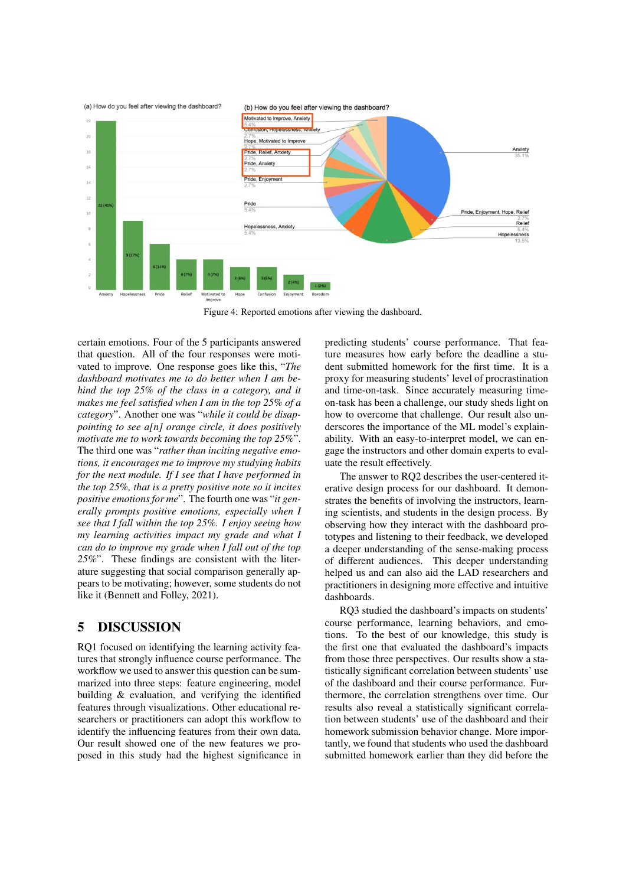Figure 4: Reported emotions after viewing the dashboard.

certain emotions. Four of the 5 participants answered that question. All of the four responses were motivated to improve. One response goes like this, "*The dashboard motivates me to do better when I am behind the top 25% of the class in a category, and it makes me feel satisfied when I am in the top 25% of a category*". Another one was "*while it could be disappointing to see a[n] orange circle, it does positively motivate me to work towards becoming the top 25%*". The third one was "*rather than inciting negative emotions, it encourages me to improve my studying habits for the next module. If I see that I have performed in the top 25%, that is a pretty positive note so it incites positive emotions for me*". The fourth one was "*it generally prompts positive emotions, especially when I see that I fall within the top 25%. I enjoy seeing how my learning activities impact my grade and what I can do to improve my grade when I fall out of the top 25%*". These findings are consistent with the literature suggesting that social comparison generally appears to be motivating; however, some students do not like it (Bennett and Folley, 2021).

## 5 DISCUSSION

RQ1 focused on identifying the learning activity features that strongly influence course performance. The workflow we used to answer this question can be summarized into three steps: feature engineering, model building & evaluation, and verifying the identified features through visualizations. Other educational researchers or practitioners can adopt this workflow to identify the influencing features from their own data. Our result showed one of the new features we proposed in this study had the highest significance in predicting students' course performance. That feature measures how early before the deadline a student submitted homework for the first time. It is a proxy for measuring students' level of procrastination and time-on-task. Since accurately measuring time-on-task has been a challenge, our study sheds light on how to overcome that challenge. Our result also underscores the importance of the ML model's explainability. With an easy-to-interpret model, we can engage the instructors and other domain experts to evaluate the result effectively.

The answer to RQ2 describes the user-centered iterative design process for our dashboard. It demonstrates the benefits of involving the instructors, learning scientists, and students in the design process. By observing how they interact with the dashboard prototypes and listening to their feedback, we developed a deeper understanding of the sense-making process of different audiences. This deeper understanding helped us and can also aid the LAD researchers and practitioners in designing more effective and intuitive dashboards.

RQ3 studied the dashboard's impacts on students' course performance, learning behaviors, and emotions. To the best of our knowledge, this study is the first one that evaluated the dashboard's impacts from those three perspectives. Our results show a statistically significant correlation between students' use of the dashboard and their course performance. Furthermore, the correlation strengthens over time. Our results also reveal a statistically significant correlation between students' use of the dashboard and their homework submission behavior change. More importantly, we found that students who used the dashboard submitted homework earlier than they did before the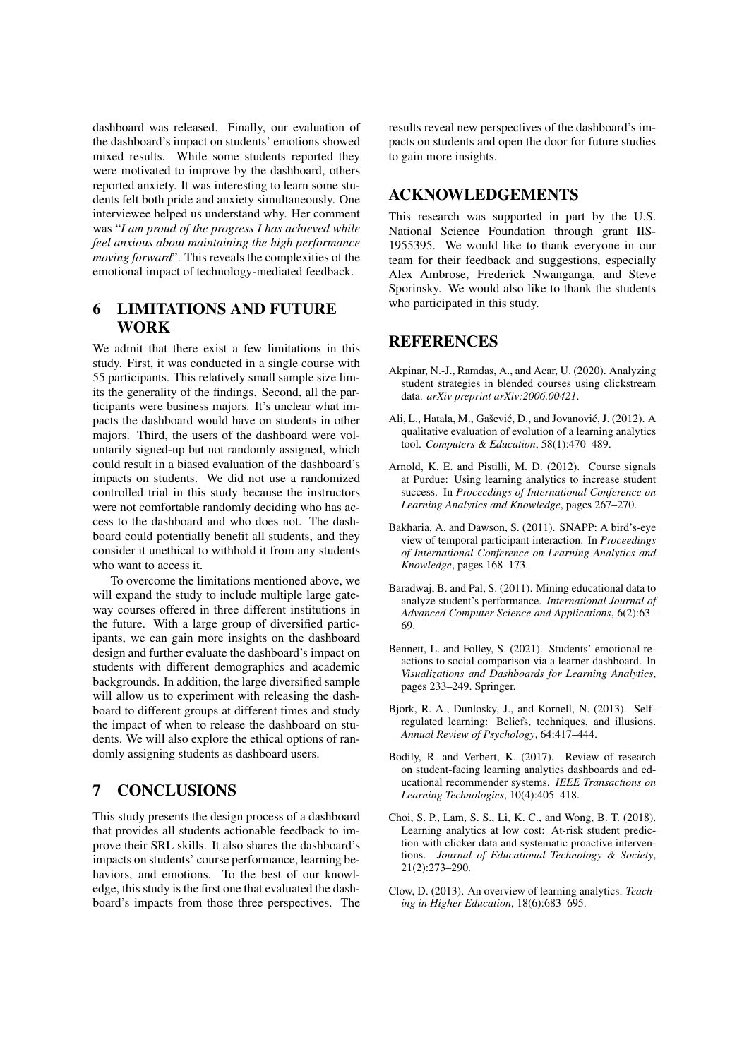dashboard was released. Finally, our evaluation of the dashboard's impact on students' emotions showed mixed results. While some students reported they were motivated to improve by the dashboard, others reported anxiety. It was interesting to learn some students felt both pride and anxiety simultaneously. One interviewee helped us understand why. Her comment was "*I am proud of the progress I has achieved while feel anxious about maintaining the high performance moving forward*". This reveals the complexities of the emotional impact of technology-mediated feedback.

## 6 LIMITATIONS AND FUTURE WORK

We admit that there exist a few limitations in this study. First, it was conducted in a single course with 55 participants. This relatively small sample size limits the generality of the findings. Second, all the participants were business majors. It's unclear what impacts the dashboard would have on students in other majors. Third, the users of the dashboard were voluntarily signed-up but not randomly assigned, which could result in a biased evaluation of the dashboard's impacts on students. We did not use a randomized controlled trial in this study because the instructors were not comfortable randomly deciding who has access to the dashboard and who does not. The dashboard could potentially benefit all students, and they consider it unethical to withhold it from any students who want to access it.

To overcome the limitations mentioned above, we will expand the study to include multiple large gateway courses offered in three different institutions in the future. With a large group of diversified participants, we can gain more insights on the dashboard design and further evaluate the dashboard's impact on students with different demographics and academic backgrounds. In addition, the large diversified sample will allow us to experiment with releasing the dashboard to different groups at different times and study the impact of when to release the dashboard on students. We will also explore the ethical options of randomly assigning students as dashboard users.

## 7 CONCLUSIONS

This study presents the design process of a dashboard that provides all students actionable feedback to improve their SRL skills. It also shares the dashboard's impacts on students' course performance, learning behaviors, and emotions. To the best of our knowledge, this study is the first one that evaluated the dashboard's impacts from those three perspectives. The results reveal new perspectives of the dashboard's impacts on students and open the door for future studies to gain more insights.

## ACKNOWLEDGEMENTS

This research was supported in part by the U.S. National Science Foundation through grant IIS-1955395. We would like to thank everyone in our team for their feedback and suggestions, especially Alex Ambrose, Frederick Nwanganga, and Steve Sporinsky. We would also like to thank the students who participated in this study.

## REFERENCES

Akpinar, N.-J., Ramdas, A., and Acar, U. (2020). Analyzing student strategies in blended courses using clickstream data. *arXiv preprint arXiv:2006.00421*.

Ali, L., Hatala, M., Gašević, D., and Jovanović, J. (2012). A qualitative evaluation of evolution of a learning analytics tool. *Computers & Education*, 58(1):470–489.

Arnold, K. E. and Pistilli, M. D. (2012). Course signals at Purdue: Using learning analytics to increase student success. In *Proceedings of International Conference on Learning Analytics and Knowledge*, pages 267–270.

Bakharia, A. and Dawson, S. (2011). SNAPP: A bird's-eye view of temporal participant interaction. In *Proceedings of International Conference on Learning Analytics and Knowledge*, pages 168–173.

Baradwaj, B. and Pal, S. (2011). Mining educational data to analyze student's performance. *International Journal of Advanced Computer Science and Applications*, 6(2):63–69.

Bennett, L. and Folley, S. (2021). Students' emotional reactions to social comparison via a learner dashboard. In *Visualizations and Dashboards for Learning Analytics*, pages 233–249. Springer.

Bjork, R. A., Dunlosky, J., and Kornell, N. (2013). Self-regulated learning: Beliefs, techniques, and illusions. *Annual Review of Psychology*, 64:417–444.

Bodily, R. and Verbert, K. (2017). Review of research on student-facing learning analytics dashboards and educational recommender systems. *IEEE Transactions on Learning Technologies*, 10(4):405–418.

Choi, S. P., Lam, S. S., Li, K. C., and Wong, B. T. (2018). Learning analytics at low cost: At-risk student prediction with clicker data and systematic proactive interventions. *Journal of Educational Technology & Society*, 21(2):273–290.

Clow, D. (2013). An overview of learning analytics. *Teaching in Higher Education*, 18(6):683–695.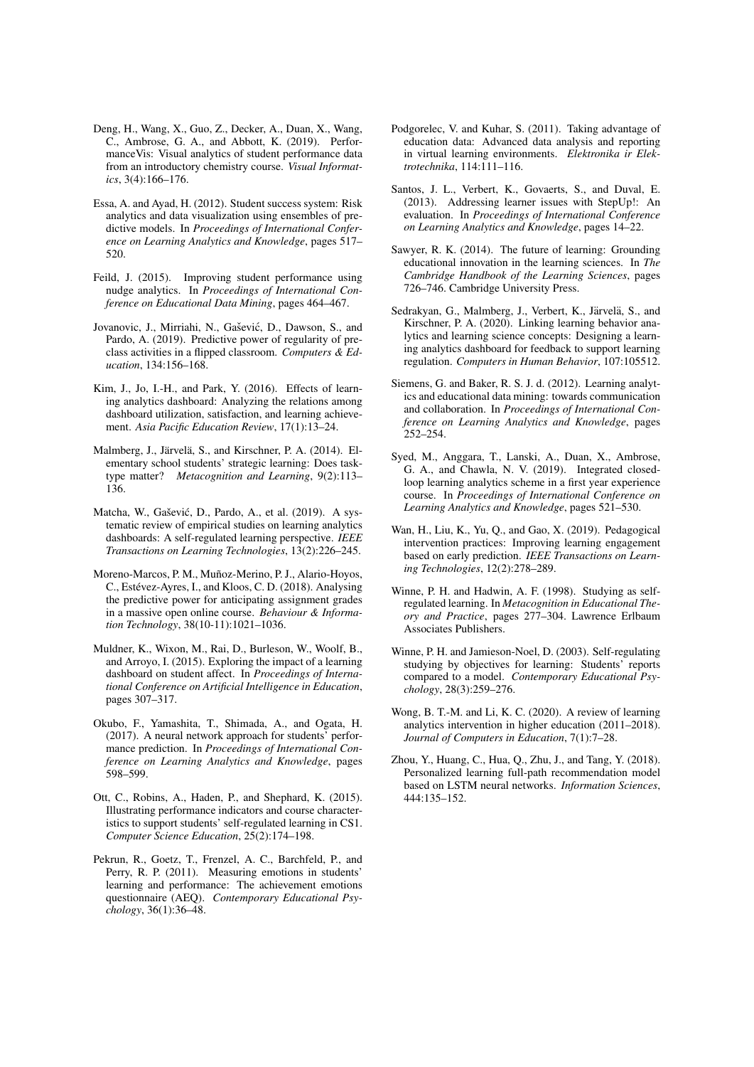Deng, H., Wang, X., Guo, Z., Decker, A., Duan, X., Wang, C., Ambrose, G. A., and Abbott, K. (2019). PerformanceVis: Visual analytics of student performance data from an introductory chemistry course. *Visual Informatics*, 3(4):166–176.

Essa, A. and Ayad, H. (2012). Student success system: Risk analytics and data visualization using ensembles of predictive models. In *Proceedings of International Conference on Learning Analytics and Knowledge*, pages 517–520.

Feild, J. (2015). Improving student performance using nudge analytics. In *Proceedings of International Conference on Educational Data Mining*, pages 464–467.

Jovanovic, J., Mirriahi, N., Gašević, D., Dawson, S., and Pardo, A. (2019). Predictive power of regularity of pre-class activities in a flipped classroom. *Computers & Education*, 134:156–168.

Kim, J., Jo, I.-H., and Park, Y. (2016). Effects of learning analytics dashboard: Analyzing the relations among dashboard utilization, satisfaction, and learning achievement. *Asia Pacific Education Review*, 17(1):13–24.

Malmberg, J., Järvelä, S., and Kirschner, P. A. (2014). Elementary school students' strategic learning: Does task-type matter? *Metacognition and Learning*, 9(2):113–136.

Matcha, W., Gašević, D., Pardo, A., et al. (2019). A systematic review of empirical studies on learning analytics dashboards: A self-regulated learning perspective. *IEEE Transactions on Learning Technologies*, 13(2):226–245.

Moreno-Marcos, P. M., Muñoz-Merino, P. J., Alario-Hoyos, C., Estévez-Ayres, I., and Kloos, C. D. (2018). Analysing the predictive power for anticipating assignment grades in a massive open online course. *Behaviour & Information Technology*, 38(10-11):1021–1036.

Muldner, K., Wixon, M., Rai, D., Burleson, W., Woolf, B., and Arroyo, I. (2015). Exploring the impact of a learning dashboard on student affect. In *Proceedings of International Conference on Artificial Intelligence in Education*, pages 307–317.

Okubo, F., Yamashita, T., Shimada, A., and Ogata, H. (2017). A neural network approach for students' performance prediction. In *Proceedings of International Conference on Learning Analytics and Knowledge*, pages 598–599.

Ott, C., Robins, A., Haden, P., and Shephard, K. (2015). Illustrating performance indicators and course characteristics to support students' self-regulated learning in CS1. *Computer Science Education*, 25(2):174–198.

Pekrun, R., Goetz, T., Frenzel, A. C., Barchfeld, P., and Perry, R. P. (2011). Measuring emotions in students' learning and performance: The achievement emotions questionnaire (AEQ). *Contemporary Educational Psychology*, 36(1):36–48.

Podgorelec, V. and Kuhar, S. (2011). Taking advantage of education data: Advanced data analysis and reporting in virtual learning environments. *Elektronika ir Elektrotechnika*, 114:111–116.

Santos, J. L., Verbert, K., Govaerts, S., and Duval, E. (2013). Addressing learner issues with StepUp!: An evaluation. In *Proceedings of International Conference on Learning Analytics and Knowledge*, pages 14–22.

Sawyer, R. K. (2014). The future of learning: Grounding educational innovation in the learning sciences. In *The Cambridge Handbook of the Learning Sciences*, pages 726–746. Cambridge University Press.

Sedrakyan, G., Malmberg, J., Verbert, K., Järvelä, S., and Kirschner, P. A. (2020). Linking learning behavior analytics and learning science concepts: Designing a learning analytics dashboard for feedback to support learning regulation. *Computers in Human Behavior*, 107:105512.

Siemens, G. and Baker, R. S. J. d. (2012). Learning analytics and educational data mining: towards communication and collaboration. In *Proceedings of International Conference on Learning Analytics and Knowledge*, pages 252–254.

Syed, M., Anggara, T., Lanski, A., Duan, X., Ambrose, G. A., and Chawla, N. V. (2019). Integrated closed-loop learning analytics scheme in a first year experience course. In *Proceedings of International Conference on Learning Analytics and Knowledge*, pages 521–530.

Wan, H., Liu, K., Yu, Q., and Gao, X. (2019). Pedagogical intervention practices: Improving learning engagement based on early prediction. *IEEE Transactions on Learning Technologies*, 12(2):278–289.

Winne, P. H. and Hadwin, A. F. (1998). Studying as self-regulated learning. In *Metacognition in Educational Theory and Practice*, pages 277–304. Lawrence Erlbaum Associates Publishers.

Winne, P. H. and Jamieson-Noel, D. (2003). Self-regulating studying by objectives for learning: Students' reports compared to a model. *Contemporary Educational Psychology*, 28(3):259–276.

Wong, B. T.-M. and Li, K. C. (2020). A review of learning analytics intervention in higher education (2011–2018). *Journal of Computers in Education*, 7(1):7–28.

Zhou, Y., Huang, C., Hua, Q., Zhu, J., and Tang, Y. (2018). Personalized learning full-path recommendation model based on LSTM neural networks. *Information Sciences*, 444:135–152.